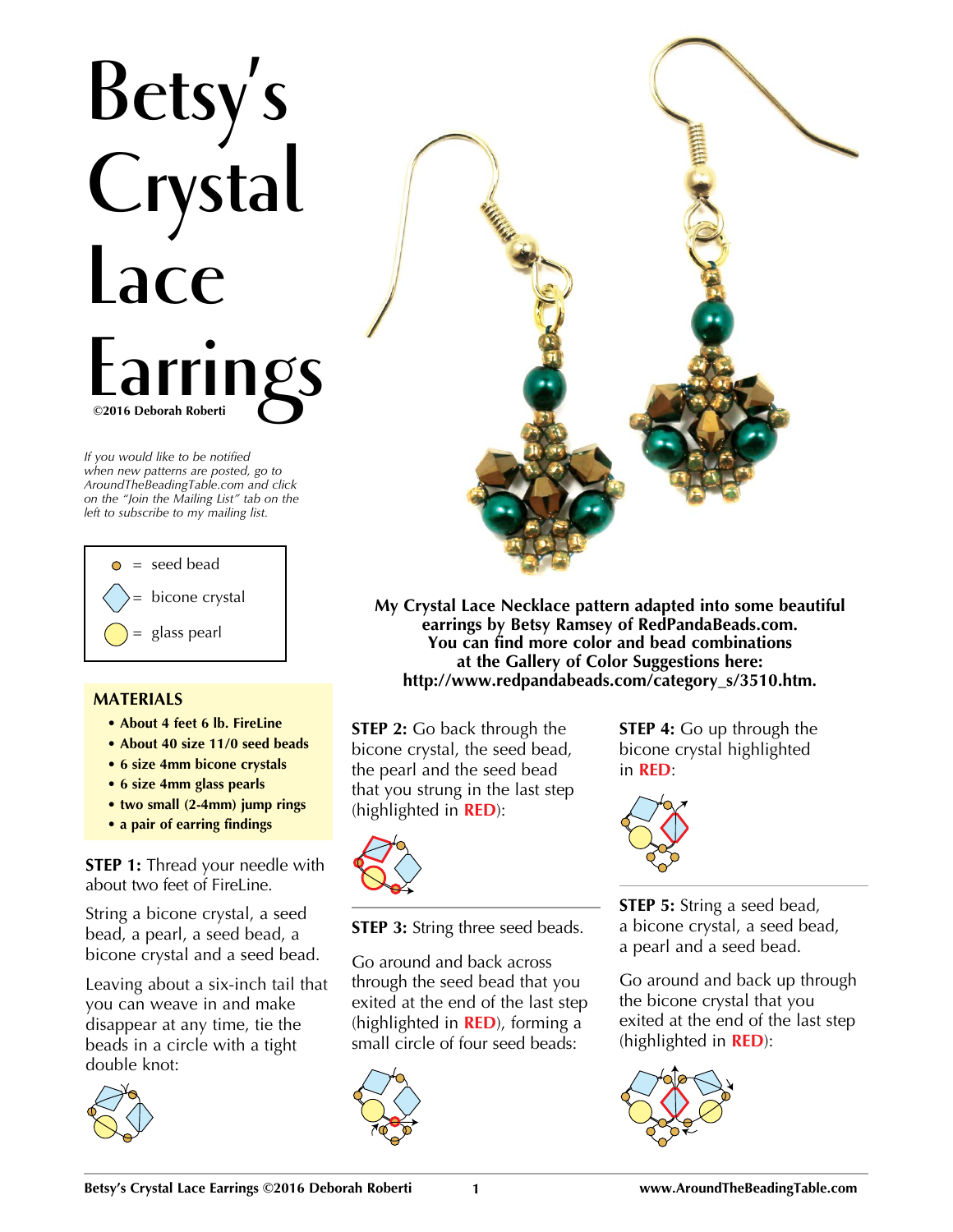# Betsy's Crystal Lace Earrings

**©2016 Deborah Roberti**

*If you would like to be notified when new patterns are posted, go to AroundTheBeadingTable.com and click on the "Join the Mailing List" tab on the left to subscribe to my mailing list.*

- = seed bead
- = bicone crystal
- = glass pearl

**My Crystal Lace Necklace pattern adapted into some beautiful earrings by Betsy Ramsey of RedPandaBeads.com. You can find more color and bead combinations at the Gallery of Color Suggestions here: http://www.redpandabeads.com/category_s/3510.htm.**

## MATERIALS

- **About 4 feet 6 lb. FireLine**
- **About 40 size 11/0 seed beads**
- **6 size 4mm bicone crystals**
- **6 size 4mm glass pearls**
- **two small (2-4mm) jump rings**
- **a pair of earring findings**

**STEP 1:** Thread your needle with about two feet of FireLine.

String a bicone crystal, a seed bead, a pearl, a seed bead, a bicone crystal and a seed bead.

Leaving about a six-inch tail that you can weave in and make disappear at any time, tie the beads in a circle with a tight double knot:

**STEP 2:** Go back through the bicone crystal, the seed bead, the pearl and the seed bead that you strung in the last step (highlighted in **RED**):

**STEP 3:** String three seed beads.

Go around and back across through the seed bead that you exited at the end of the last step (highlighted in **RED**), forming a small circle of four seed beads:

**STEP 4:** Go up through the bicone crystal highlighted in **RED**:

**STEP 5:** String a seed bead, a bicone crystal, a seed bead, a pearl and a seed bead.

Go around and back up through the bicone crystal that you exited at the end of the last step (highlighted in **RED**):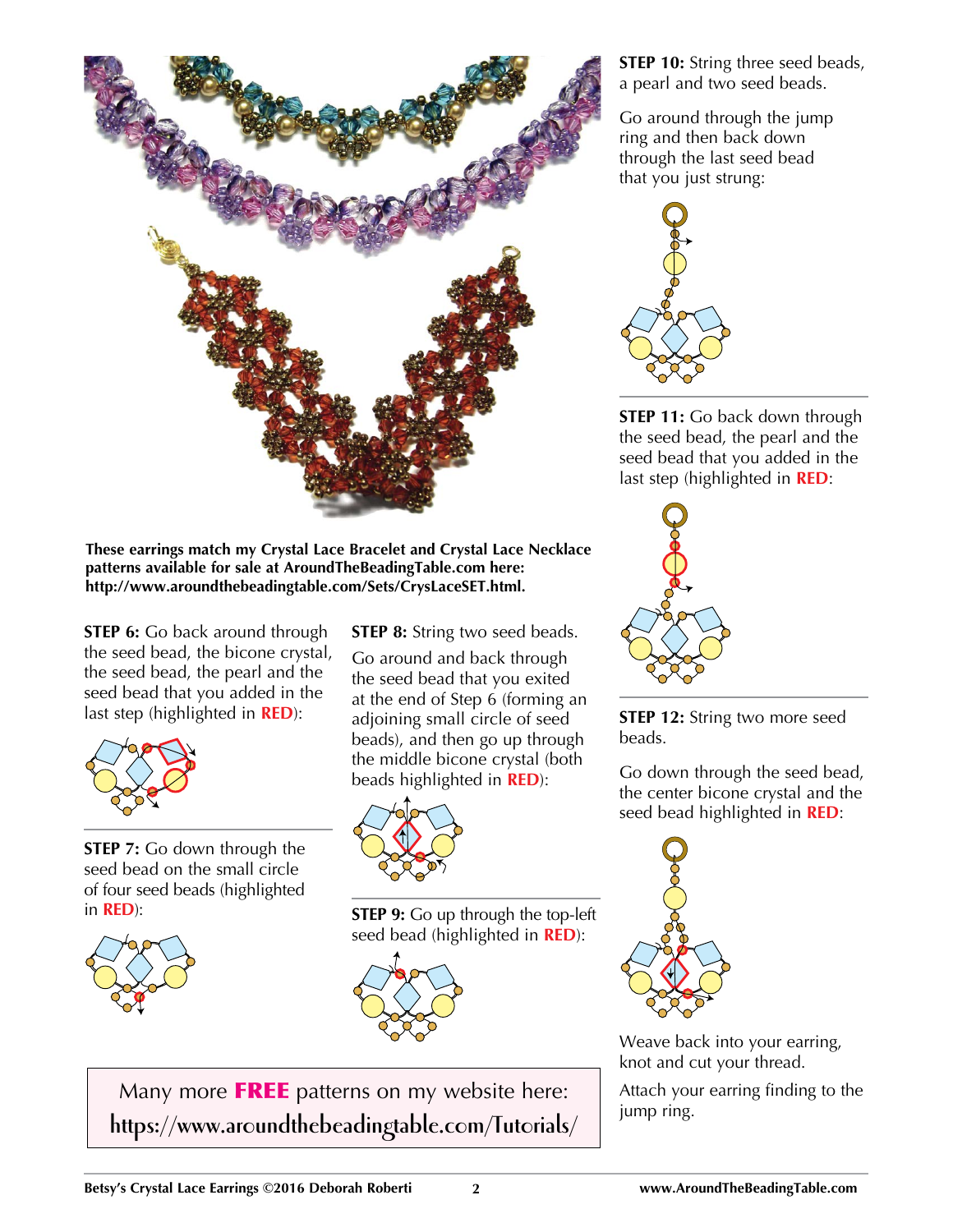These earrings match my Crystal Lace Bracelet and Crystal Lace Necklace patterns available for sale at AroundTheBeadingTable.com here: http://www.aroundthebeadingtable.com/Sets/CrysLaceSET.html.

**STEP 6:** Go back around through the seed bead, the bicone crystal, the seed bead, the pearl and the seed bead that you added in the last step (highlighted in **RED**):

**STEP 7:** Go down through the seed bead on the small circle of four seed beads (highlighted in **RED**):

**STEP 8:** String two seed beads.

Go around and back through the seed bead that you exited at the end of Step 6 (forming an adjoining small circle of seed beads), and then go up through the middle bicone crystal (both beads highlighted in **RED**):

**STEP 9:** Go up through the top-left seed bead (highlighted in **RED**):

Many more **FREE** patterns on my website here:
https://www.aroundthebeadingtable.com/Tutorials/

**STEP 10:** String three seed beads, a pearl and two seed beads.

Go around through the jump ring and then back down through the last seed bead that you just strung:

**STEP 11:** Go back down through the seed bead, the pearl and the seed bead that you added in the last step (highlighted in **RED**:

**STEP 12:** String two more seed beads.

Go down through the seed bead, the center bicone crystal and the seed bead highlighted in **RED**:

Weave back into your earring, knot and cut your thread.

Attach your earring finding to the jump ring.